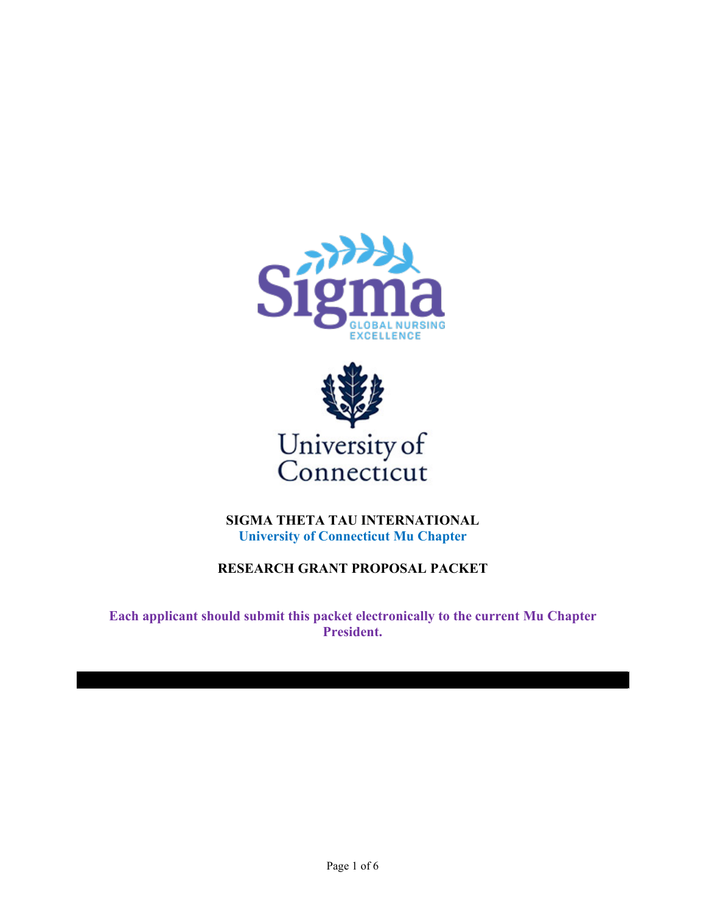# SIGMA THETA TAU INTERNATIONAL

## University of Connecticut Mu Chapter

## RESEARCH GRANT PROPOSAL PACKET

**Each applicant should submit this packet electronically to the current Mu Chapter President.**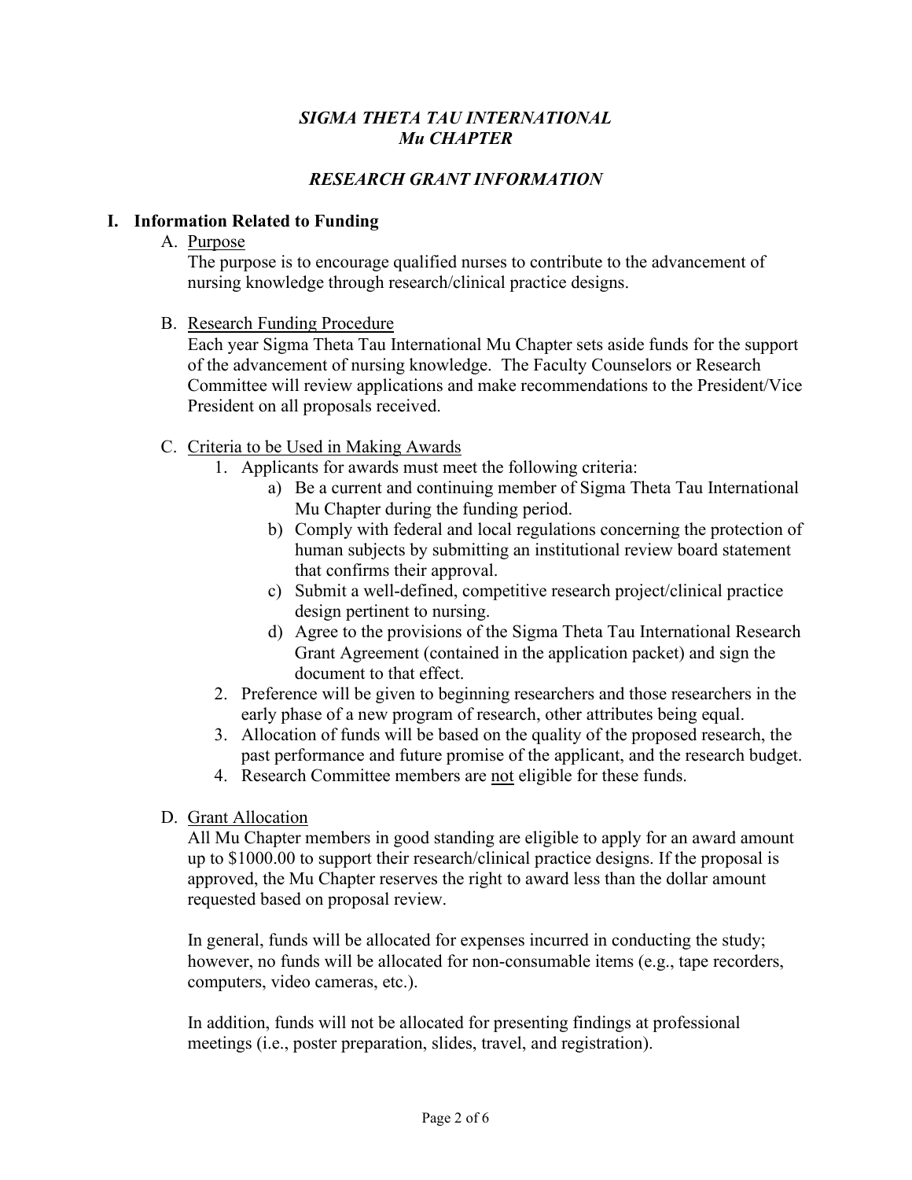***SIGMA THETA TAU INTERNATIONAL***
***Mu CHAPTER***

## *RESEARCH GRANT INFORMATION*

### I. Information Related to Funding

A. Purpose

The purpose is to encourage qualified nurses to contribute to the advancement of nursing knowledge through research/clinical practice designs.

B. Research Funding Procedure

Each year Sigma Theta Tau International Mu Chapter sets aside funds for the support of the advancement of nursing knowledge. The Faculty Counselors or Research Committee will review applications and make recommendations to the President/Vice President on all proposals received.

C. Criteria to be Used in Making Awards

1. Applicants for awards must meet the following criteria:
   a) Be a current and continuing member of Sigma Theta Tau International Mu Chapter during the funding period.
   b) Comply with federal and local regulations concerning the protection of human subjects by submitting an institutional review board statement that confirms their approval.
   c) Submit a well-defined, competitive research project/clinical practice design pertinent to nursing.
   d) Agree to the provisions of the Sigma Theta Tau International Research Grant Agreement (contained in the application packet) and sign the document to that effect.
2. Preference will be given to beginning researchers and those researchers in the early phase of a new program of research, other attributes being equal.
3. Allocation of funds will be based on the quality of the proposed research, the past performance and future promise of the applicant, and the research budget.
4. Research Committee members are not eligible for these funds.

D. Grant Allocation

All Mu Chapter members in good standing are eligible to apply for an award amount up to $1000.00 to support their research/clinical practice designs. If the proposal is approved, the Mu Chapter reserves the right to award less than the dollar amount requested based on proposal review.

In general, funds will be allocated for expenses incurred in conducting the study; however, no funds will be allocated for non-consumable items (e.g., tape recorders, computers, video cameras, etc.).

In addition, funds will not be allocated for presenting findings at professional meetings (i.e., poster preparation, slides, travel, and registration).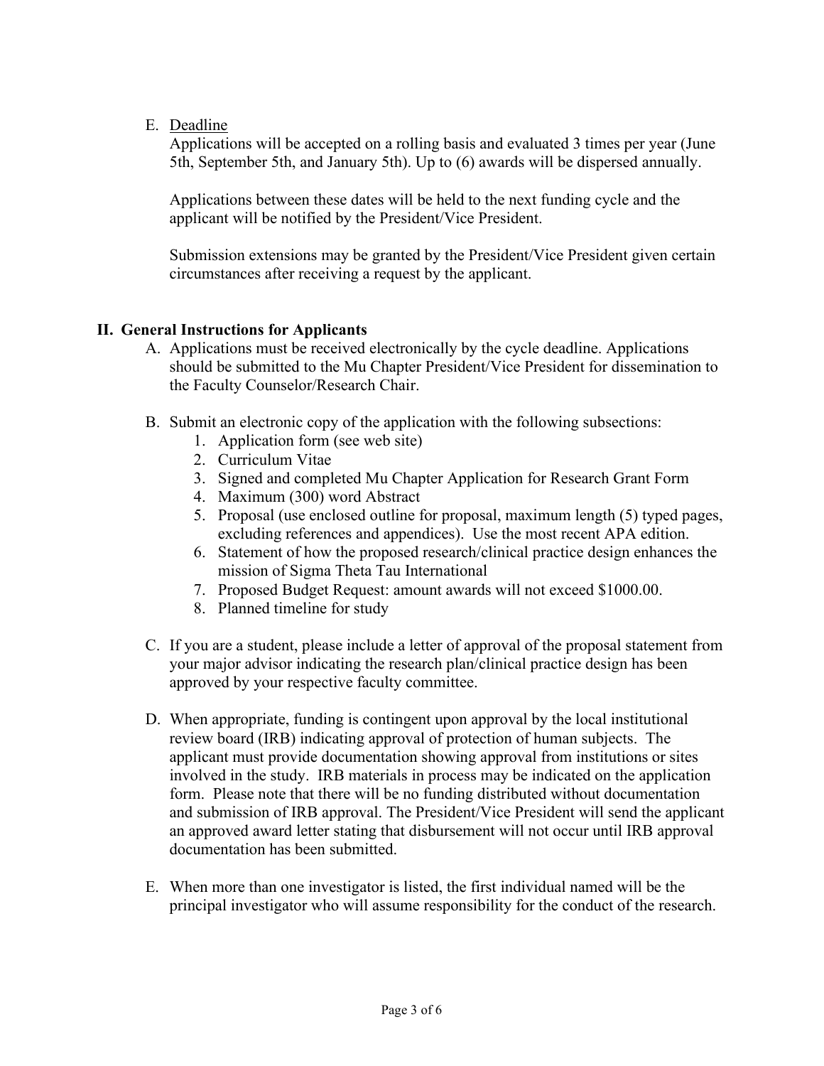E. <u>Deadline</u>

Applications will be accepted on a rolling basis and evaluated 3 times per year (June 5th, September 5th, and January 5th). Up to (6) awards will be dispersed annually.

Applications between these dates will be held to the next funding cycle and the applicant will be notified by the President/Vice President.

Submission extensions may be granted by the President/Vice President given certain circumstances after receiving a request by the applicant.

## II. General Instructions for Applicants

A. Applications must be received electronically by the cycle deadline. Applications should be submitted to the Mu Chapter President/Vice President for dissemination to the Faculty Counselor/Research Chair.

B. Submit an electronic copy of the application with the following subsections:
   1. Application form (see web site)
   2. Curriculum Vitae
   3. Signed and completed Mu Chapter Application for Research Grant Form
   4. Maximum (300) word Abstract
   5. Proposal (use enclosed outline for proposal, maximum length (5) typed pages, excluding references and appendices). Use the most recent APA edition.
   6. Statement of how the proposed research/clinical practice design enhances the mission of Sigma Theta Tau International
   7. Proposed Budget Request: amount awards will not exceed $1000.00.
   8. Planned timeline for study

C. If you are a student, please include a letter of approval of the proposal statement from your major advisor indicating the research plan/clinical practice design has been approved by your respective faculty committee.

D. When appropriate, funding is contingent upon approval by the local institutional review board (IRB) indicating approval of protection of human subjects. The applicant must provide documentation showing approval from institutions or sites involved in the study. IRB materials in process may be indicated on the application form. Please note that there will be no funding distributed without documentation and submission of IRB approval. The President/Vice President will send the applicant an approved award letter stating that disbursement will not occur until IRB approval documentation has been submitted.

E. When more than one investigator is listed, the first individual named will be the principal investigator who will assume responsibility for the conduct of the research.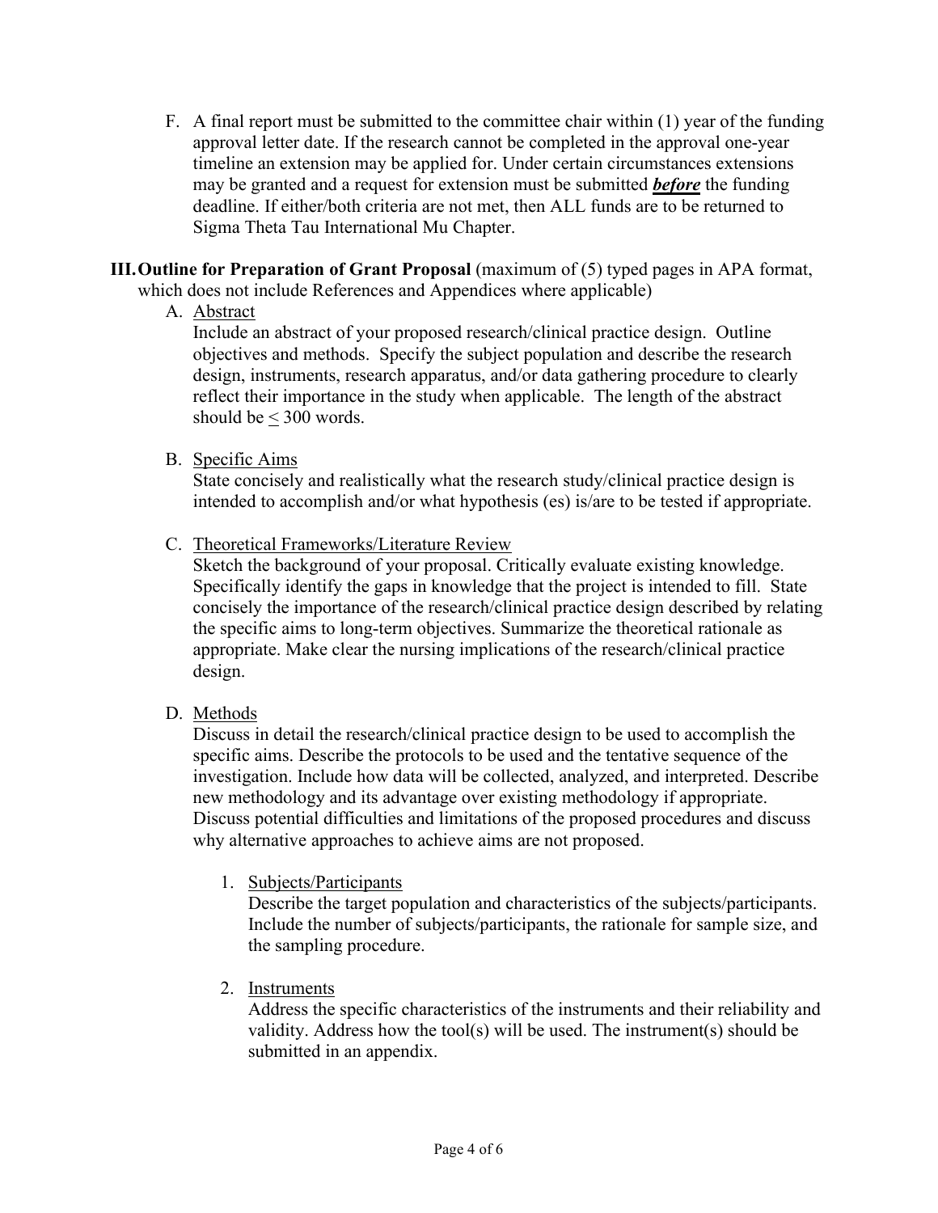F. A final report must be submitted to the committee chair within (1) year of the funding approval letter date. If the research cannot be completed in the approval one-year timeline an extension may be applied for. Under certain circumstances extensions may be granted and a request for extension must be submitted ***before*** the funding deadline. If either/both criteria are not met, then ALL funds are to be returned to Sigma Theta Tau International Mu Chapter.

## III. Outline for Preparation of Grant Proposal

**Outline for Preparation of Grant Proposal** (maximum of (5) typed pages in APA format, which does not include References and Appendices where applicable)

A. Abstract

Include an abstract of your proposed research/clinical practice design. Outline objectives and methods. Specify the subject population and describe the research design, instruments, research apparatus, and/or data gathering procedure to clearly reflect their importance in the study when applicable. The length of the abstract should be ≤ 300 words.

B. Specific Aims

State concisely and realistically what the research study/clinical practice design is intended to accomplish and/or what hypothesis (es) is/are to be tested if appropriate.

C. Theoretical Frameworks/Literature Review

Sketch the background of your proposal. Critically evaluate existing knowledge. Specifically identify the gaps in knowledge that the project is intended to fill. State concisely the importance of the research/clinical practice design described by relating the specific aims to long-term objectives. Summarize the theoretical rationale as appropriate. Make clear the nursing implications of the research/clinical practice design.

D. Methods

Discuss in detail the research/clinical practice design to be used to accomplish the specific aims. Describe the protocols to be used and the tentative sequence of the investigation. Include how data will be collected, analyzed, and interpreted. Describe new methodology and its advantage over existing methodology if appropriate. Discuss potential difficulties and limitations of the proposed procedures and discuss why alternative approaches to achieve aims are not proposed.

1. Subjects/Participants

   Describe the target population and characteristics of the subjects/participants. Include the number of subjects/participants, the rationale for sample size, and the sampling procedure.

2. Instruments

   Address the specific characteristics of the instruments and their reliability and validity. Address how the tool(s) will be used. The instrument(s) should be submitted in an appendix.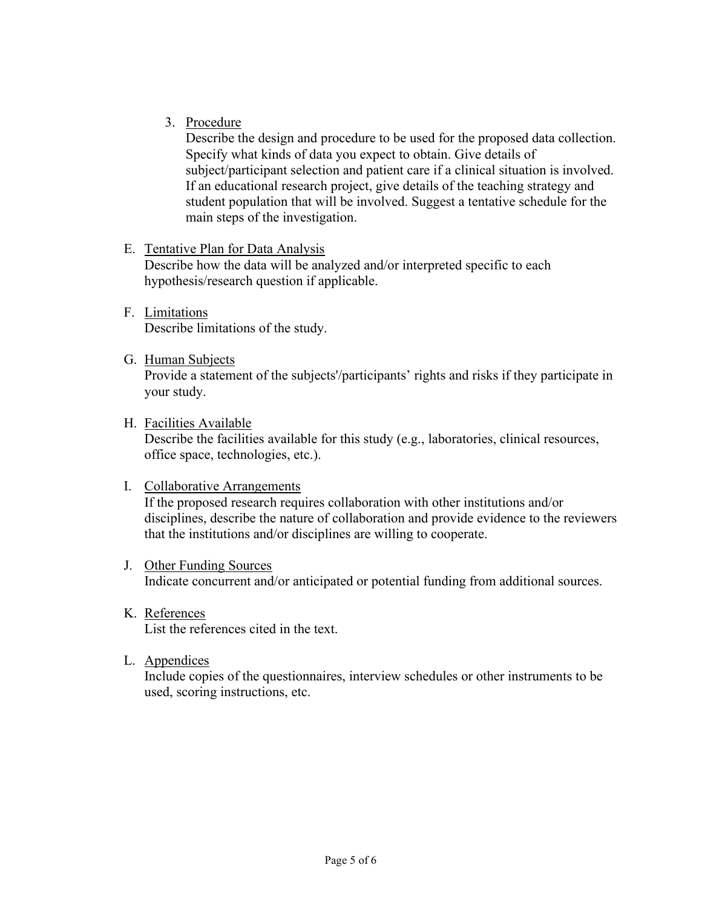3. Procedure

   Describe the design and procedure to be used for the proposed data collection. Specify what kinds of data you expect to obtain. Give details of subject/participant selection and patient care if a clinical situation is involved. If an educational research project, give details of the teaching strategy and student population that will be involved. Suggest a tentative schedule for the main steps of the investigation.

E. Tentative Plan for Data Analysis

   Describe how the data will be analyzed and/or interpreted specific to each hypothesis/research question if applicable.

F. Limitations

   Describe limitations of the study.

G. Human Subjects

   Provide a statement of the subjects'/participants' rights and risks if they participate in your study.

H. Facilities Available

   Describe the facilities available for this study (e.g., laboratories, clinical resources, office space, technologies, etc.).

I. Collaborative Arrangements

   If the proposed research requires collaboration with other institutions and/or disciplines, describe the nature of collaboration and provide evidence to the reviewers that the institutions and/or disciplines are willing to cooperate.

J. Other Funding Sources

   Indicate concurrent and/or anticipated or potential funding from additional sources.

K. References

   List the references cited in the text.

L. Appendices

   Include copies of the questionnaires, interview schedules or other instruments to be used, scoring instructions, etc.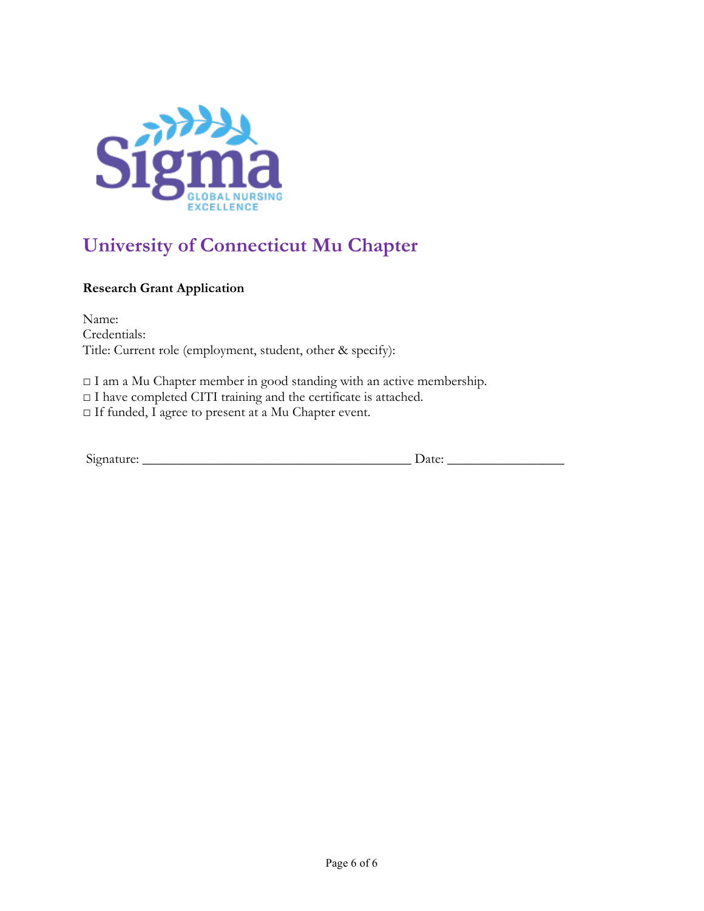# University of Connecticut Mu Chapter

**Research Grant Application**

Name:
Credentials:
Title: Current role (employment, student, other & specify):

□ I am a Mu Chapter member in good standing with an active membership.
□ I have completed CITI training and the certificate is attached.
□ If funded, I agree to present at a Mu Chapter event.

Signature: _______________________________________ Date: _________________